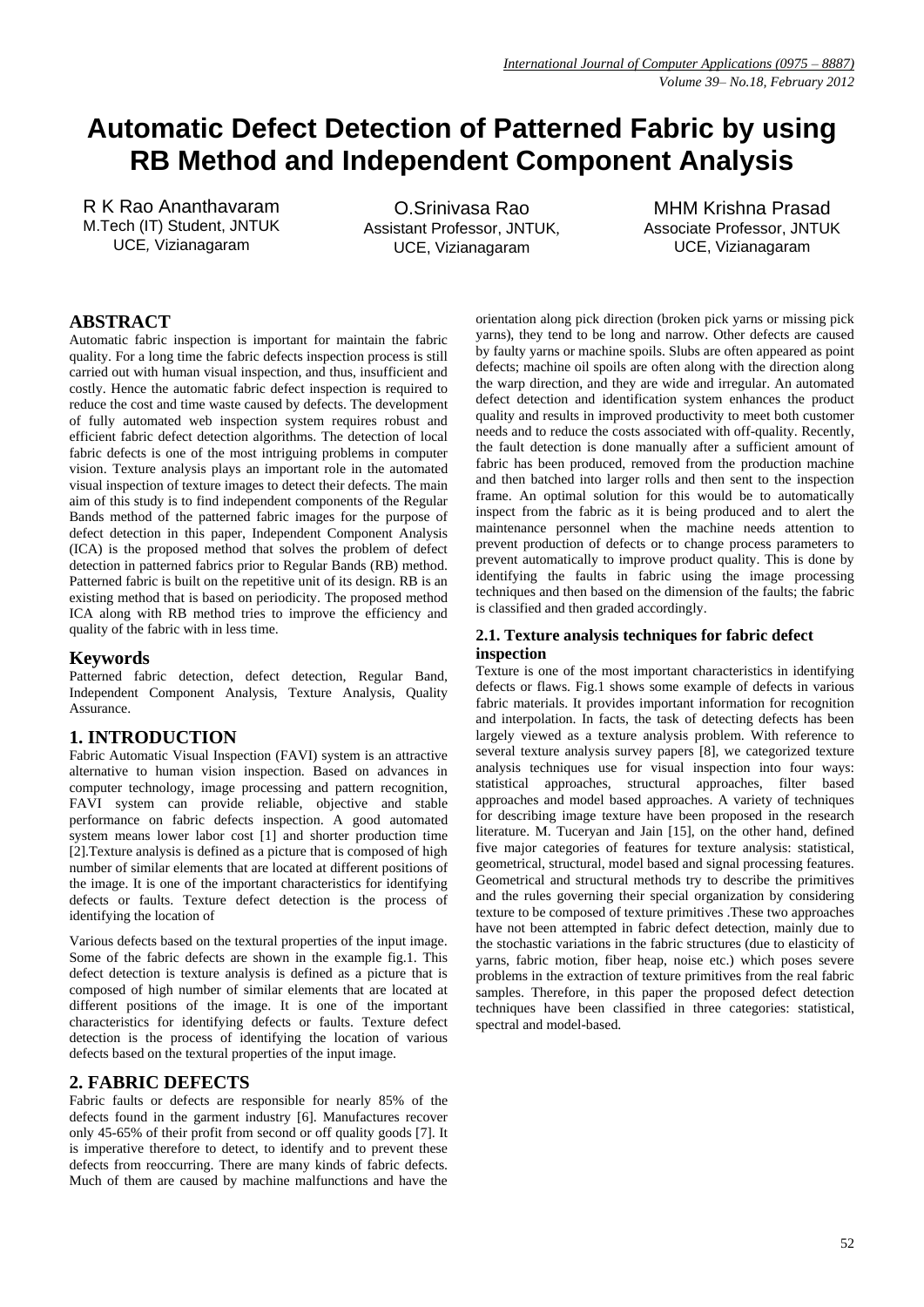# Automatic Defect Detection of Patterned Fabric by using RB Method and Independent Component Analysis

R K Rao Ananthavaram
M.Tech (IT) Student, JNTUK UCE, Vizianagaram

O.Srinivasa Rao
Assistant Professor, JNTUK, UCE, Vizianagaram

MHM Krishna Prasad
Associate Professor, JNTUK UCE, Vizianagaram

## ABSTRACT

Automatic fabric inspection is important for maintain the fabric quality. For a long time the fabric defects inspection process is still carried out with human visual inspection, and thus, insufficient and costly. Hence the automatic fabric defect inspection is required to reduce the cost and time waste caused by defects. The development of fully automated web inspection system requires robust and efficient fabric defect detection algorithms. The detection of local fabric defects is one of the most intriguing problems in computer vision. Texture analysis plays an important role in the automated visual inspection of texture images to detect their defects. The main aim of this study is to find independent components of the Regular Bands method of the patterned fabric images for the purpose of defect detection in this paper, Independent Component Analysis (ICA) is the proposed method that solves the problem of defect detection in patterned fabrics prior to Regular Bands (RB) method. Patterned fabric is built on the repetitive unit of its design. RB is an existing method that is based on periodicity. The proposed method ICA along with RB method tries to improve the efficiency and quality of the fabric with in less time.

## Keywords

Patterned fabric detection, defect detection, Regular Band, Independent Component Analysis, Texture Analysis, Quality Assurance.

## 1. INTRODUCTION

Fabric Automatic Visual Inspection (FAVI) system is an attractive alternative to human vision inspection. Based on advances in computer technology, image processing and pattern recognition, FAVI system can provide reliable, objective and stable performance on fabric defects inspection. A good automated system means lower labor cost [1] and shorter production time [2].Texture analysis is defined as a picture that is composed of high number of similar elements that are located at different positions of the image. It is one of the important characteristics for identifying defects or faults. Texture defect detection is the process of identifying the location of

Various defects based on the textural properties of the input image. Some of the fabric defects are shown in the example fig.1. This defect detection is texture analysis is defined as a picture that is composed of high number of similar elements that are located at different positions of the image. It is one of the important characteristics for identifying defects or faults. Texture defect detection is the process of identifying the location of various defects based on the textural properties of the input image.

## 2. FABRIC DEFECTS

Fabric faults or defects are responsible for nearly 85% of the defects found in the garment industry [6]. Manufactures recover only 45-65% of their profit from second or off quality goods [7]. It is imperative therefore to detect, to identify and to prevent these defects from reoccurring. There are many kinds of fabric defects. Much of them are caused by machine malfunctions and have the orientation along pick direction (broken pick yarns or missing pick yarns), they tend to be long and narrow. Other defects are caused by faulty yarns or machine spoils. Slubs are often appeared as point defects; machine oil spoils are often along with the direction along the warp direction, and they are wide and irregular. An automated defect detection and identification system enhances the product quality and results in improved productivity to meet both customer needs and to reduce the costs associated with off-quality. Recently, the fault detection is done manually after a sufficient amount of fabric has been produced, removed from the production machine and then batched into larger rolls and then sent to the inspection frame. An optimal solution for this would be to automatically inspect from the fabric as it is being produced and to alert the maintenance personnel when the machine needs attention to prevent production of defects or to change process parameters to prevent automatically to improve product quality. This is done by identifying the faults in fabric using the image processing techniques and then based on the dimension of the faults; the fabric is classified and then graded accordingly.

### 2.1. Texture analysis techniques for fabric defect inspection

Texture is one of the most important characteristics in identifying defects or flaws. Fig.1 shows some example of defects in various fabric materials. It provides important information for recognition and interpolation. In facts, the task of detecting defects has been largely viewed as a texture analysis problem. With reference to several texture analysis survey papers [8], we categorized texture analysis techniques use for visual inspection into four ways: statistical approaches, structural approaches, filter based approaches and model based approaches. A variety of techniques for describing image texture have been proposed in the research literature. M. Tuceryan and Jain [15], on the other hand, defined five major categories of features for texture analysis: statistical, geometrical, structural, model based and signal processing features. Geometrical and structural methods try to describe the primitives and the rules governing their special organization by considering texture to be composed of texture primitives .These two approaches have not been attempted in fabric defect detection, mainly due to the stochastic variations in the fabric structures (due to elasticity of yarns, fabric motion, fiber heap, noise etc.) which poses severe problems in the extraction of texture primitives from the real fabric samples. Therefore, in this paper the proposed defect detection techniques have been classified in three categories: statistical, spectral and model-based.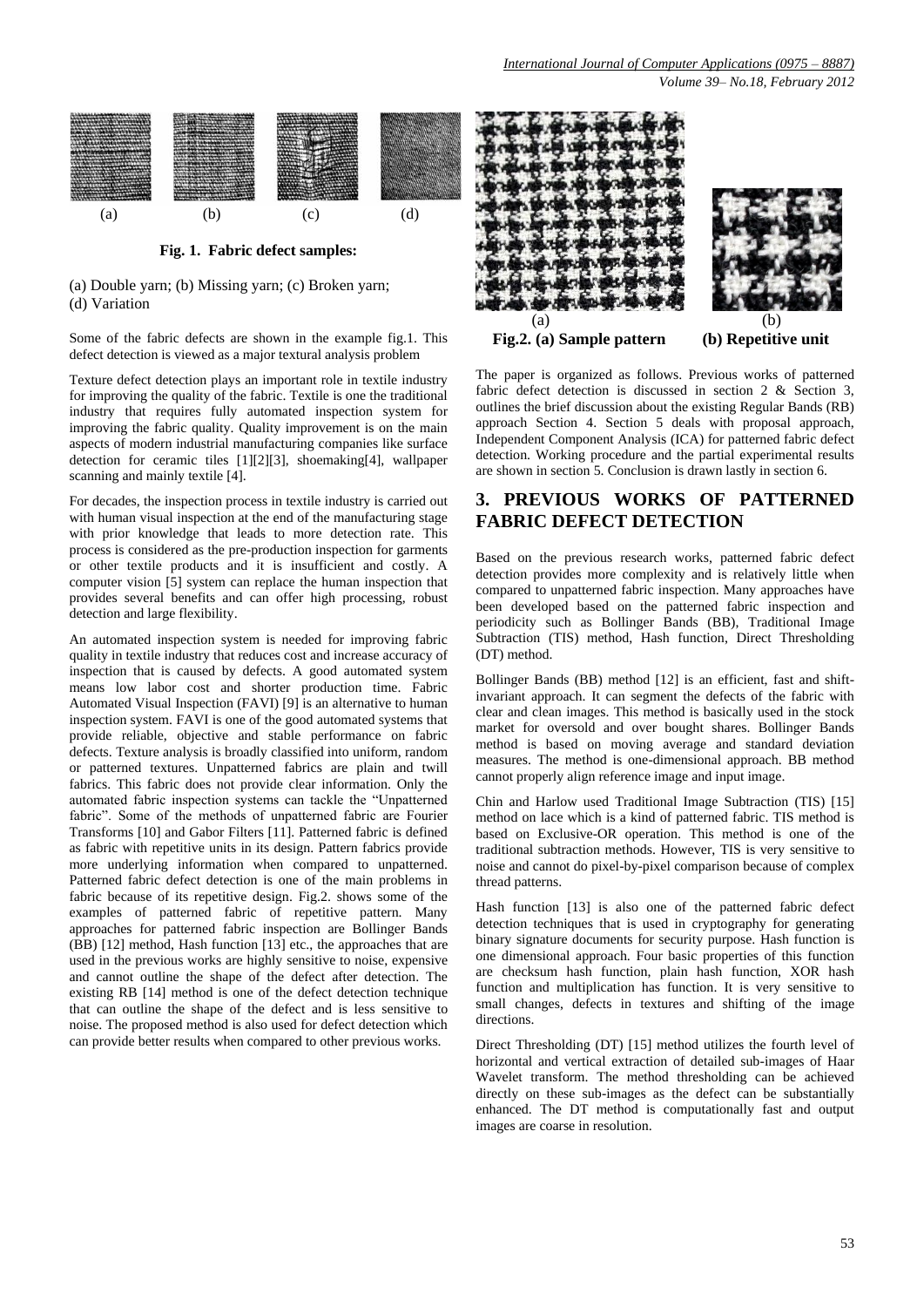(a) (b) (c) (d)

**Fig. 1. Fabric defect samples:**

(a) Double yarn; (b) Missing yarn; (c) Broken yarn; (d) Variation

Some of the fabric defects are shown in the example fig.1. This defect detection is viewed as a major textural analysis problem

Texture defect detection plays an important role in textile industry for improving the quality of the fabric. Textile is one the traditional industry that requires fully automated inspection system for improving the fabric quality. Quality improvement is on the main aspects of modern industrial manufacturing companies like surface detection for ceramic tiles [1][2][3], shoemaking[4], wallpaper scanning and mainly textile [4].

For decades, the inspection process in textile industry is carried out with human visual inspection at the end of the manufacturing stage with prior knowledge that leads to more detection rate. This process is considered as the pre-production inspection for garments or other textile products and it is insufficient and costly. A computer vision [5] system can replace the human inspection that provides several benefits and can offer high processing, robust detection and large flexibility.

An automated inspection system is needed for improving fabric quality in textile industry that reduces cost and increase accuracy of inspection that is caused by defects. A good automated system means low labor cost and shorter production time. Fabric Automated Visual Inspection (FAVI) [9] is an alternative to human inspection system. FAVI is one of the good automated systems that provide reliable, objective and stable performance on fabric defects. Texture analysis is broadly classified into uniform, random or patterned textures. Unpatterned fabrics are plain and twill fabrics. This fabric does not provide clear information. Only the automated fabric inspection systems can tackle the "Unpatterned fabric". Some of the methods of unpatterned fabric are Fourier Transforms [10] and Gabor Filters [11]. Patterned fabric is defined as fabric with repetitive units in its design. Pattern fabrics provide more underlying information when compared to unpatterned. Patterned fabric defect detection is one of the main problems in fabric because of its repetitive design. Fig.2. shows some of the examples of patterned fabric of repetitive pattern. Many approaches for patterned fabric inspection are Bollinger Bands (BB) [12] method, Hash function [13] etc., the approaches that are used in the previous works are highly sensitive to noise, expensive and cannot outline the shape of the defect after detection. The existing RB [14] method is one of the defect detection technique that can outline the shape of the defect and is less sensitive to noise. The proposed method is also used for defect detection which can provide better results when compared to other previous works.

(a) (b)

**Fig.2. (a) Sample pattern (b) Repetitive unit**

The paper is organized as follows. Previous works of patterned fabric defect detection is discussed in section 2 & Section 3, outlines the brief discussion about the existing Regular Bands (RB) approach Section 4. Section 5 deals with proposal approach, Independent Component Analysis (ICA) for patterned fabric defect detection. Working procedure and the partial experimental results are shown in section 5. Conclusion is drawn lastly in section 6.

## 3. PREVIOUS WORKS OF PATTERNED FABRIC DEFECT DETECTION

Based on the previous research works, patterned fabric defect detection provides more complexity and is relatively little when compared to unpatterned fabric inspection. Many approaches have been developed based on the patterned fabric inspection and periodicity such as Bollinger Bands (BB), Traditional Image Subtraction (TIS) method, Hash function, Direct Thresholding (DT) method.

Bollinger Bands (BB) method [12] is an efficient, fast and shift-invariant approach. It can segment the defects of the fabric with clear and clean images. This method is basically used in the stock market for oversold and over bought shares. Bollinger Bands method is based on moving average and standard deviation measures. The method is one-dimensional approach. BB method cannot properly align reference image and input image.

Chin and Harlow used Traditional Image Subtraction (TIS) [15] method on lace which is a kind of patterned fabric. TIS method is based on Exclusive-OR operation. This method is one of the traditional subtraction methods. However, TIS is very sensitive to noise and cannot do pixel-by-pixel comparison because of complex thread patterns.

Hash function [13] is also one of the patterned fabric defect detection techniques that is used in cryptography for generating binary signature documents for security purpose. Hash function is one dimensional approach. Four basic properties of this function are checksum hash function, plain hash function, XOR hash function and multiplication has function. It is very sensitive to small changes, defects in textures and shifting of the image directions.

Direct Thresholding (DT) [15] method utilizes the fourth level of horizontal and vertical extraction of detailed sub-images of Haar Wavelet transform. The method thresholding can be achieved directly on these sub-images as the defect can be substantially enhanced. The DT method is computationally fast and output images are coarse in resolution.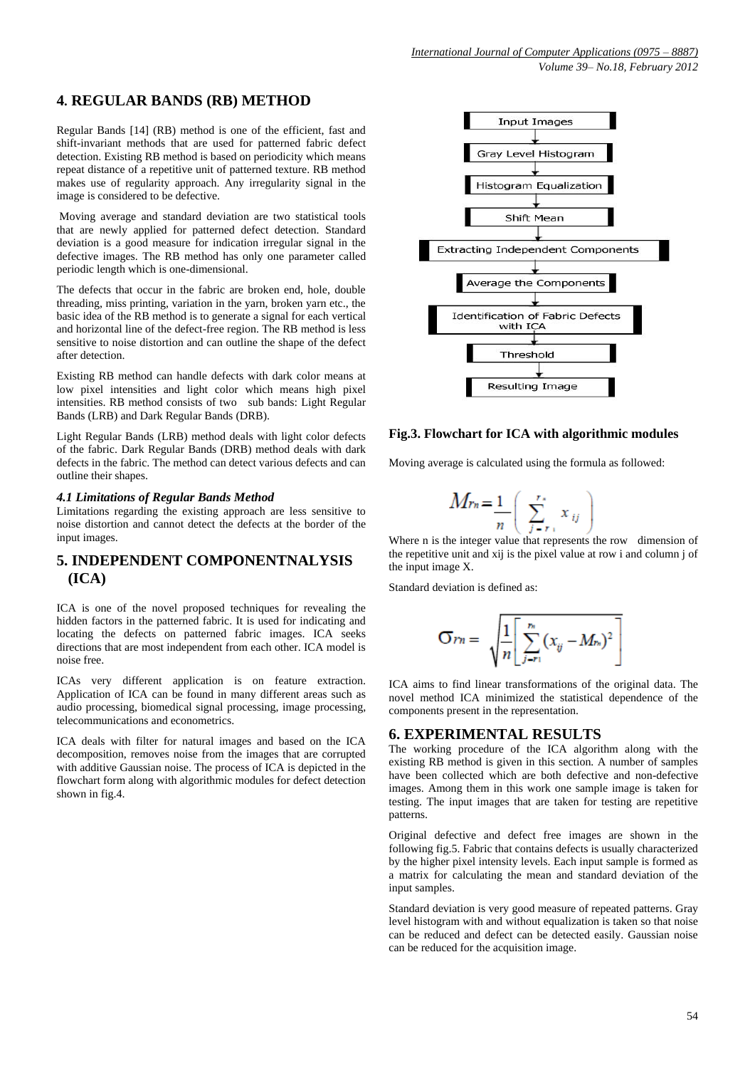## 4. REGULAR BANDS (RB) METHOD

Regular Bands [14] (RB) method is one of the efficient, fast and shift-invariant methods that are used for patterned fabric defect detection. Existing RB method is based on periodicity which means repeat distance of a repetitive unit of patterned texture. RB method makes use of regularity approach. Any irregularity signal in the image is considered to be defective.

Moving average and standard deviation are two statistical tools that are newly applied for patterned defect detection. Standard deviation is a good measure for indication irregular signal in the defective images. The RB method has only one parameter called periodic length which is one-dimensional.

The defects that occur in the fabric are broken end, hole, double threading, miss printing, variation in the yarn, broken yarn etc., the basic idea of the RB method is to generate a signal for each vertical and horizontal line of the defect-free region. The RB method is less sensitive to noise distortion and can outline the shape of the defect after detection.

Existing RB method can handle defects with dark color means at low pixel intensities and light color which means high pixel intensities. RB method consists of two sub bands: Light Regular Bands (LRB) and Dark Regular Bands (DRB).

Light Regular Bands (LRB) method deals with light color defects of the fabric. Dark Regular Bands (DRB) method deals with dark defects in the fabric. The method can detect various defects and can outline their shapes.

### *4.1 Limitations of Regular Bands Method*

Limitations regarding the existing approach are less sensitive to noise distortion and cannot detect the defects at the border of the input images.

## 5. INDEPENDENT COMPONENTNALYSIS (ICA)

ICA is one of the novel proposed techniques for revealing the hidden factors in the patterned fabric. It is used for indicating and locating the defects on patterned fabric images. ICA seeks directions that are most independent from each other. ICA model is noise free.

ICAs very different application is on feature extraction. Application of ICA can be found in many different areas such as audio processing, biomedical signal processing, image processing, telecommunications and econometrics.

ICA deals with filter for natural images and based on the ICA decomposition, removes noise from the images that are corrupted with additive Gaussian noise. The process of ICA is depicted in the flowchart form along with algorithmic modules for defect detection shown in fig.4.

Input Images → Gray Level Histogram → Histogram Equalization → Shift Mean → Extracting Independent Components → Average the Components → Identification of Fabric Defects with ICA → Threshold → Resulting Image

**Fig.3. Flowchart for ICA with algorithmic modules**

Moving average is calculated using the formula as followed:

$$M_{rn} = \frac{1}{n}\left( \sum_{j=r_1}^{r_n} x_{ij} \right)$$

Where n is the integer value that represents the row dimension of the repetitive unit and xij is the pixel value at row i and column j of the input image X.

Standard deviation is defined as:

$$\sigma_{rn} = \sqrt{\frac{1}{n}\left[ \sum_{j=r_1}^{r_n} (x_{ij} - M_{rn})^2 \right]}$$

ICA aims to find linear transformations of the original data. The novel method ICA minimized the statistical dependence of the components present in the representation.

## 6. EXPERIMENTAL RESULTS

The working procedure of the ICA algorithm along with the existing RB method is given in this section. A number of samples have been collected which are both defective and non-defective images. Among them in this work one sample image is taken for testing. The input images that are taken for testing are repetitive patterns.

Original defective and defect free images are shown in the following fig.5. Fabric that contains defects is usually characterized by the higher pixel intensity levels. Each input sample is formed as a matrix for calculating the mean and standard deviation of the input samples.

Standard deviation is very good measure of repeated patterns. Gray level histogram with and without equalization is taken so that noise can be reduced and defect can be detected easily. Gaussian noise can be reduced for the acquisition image.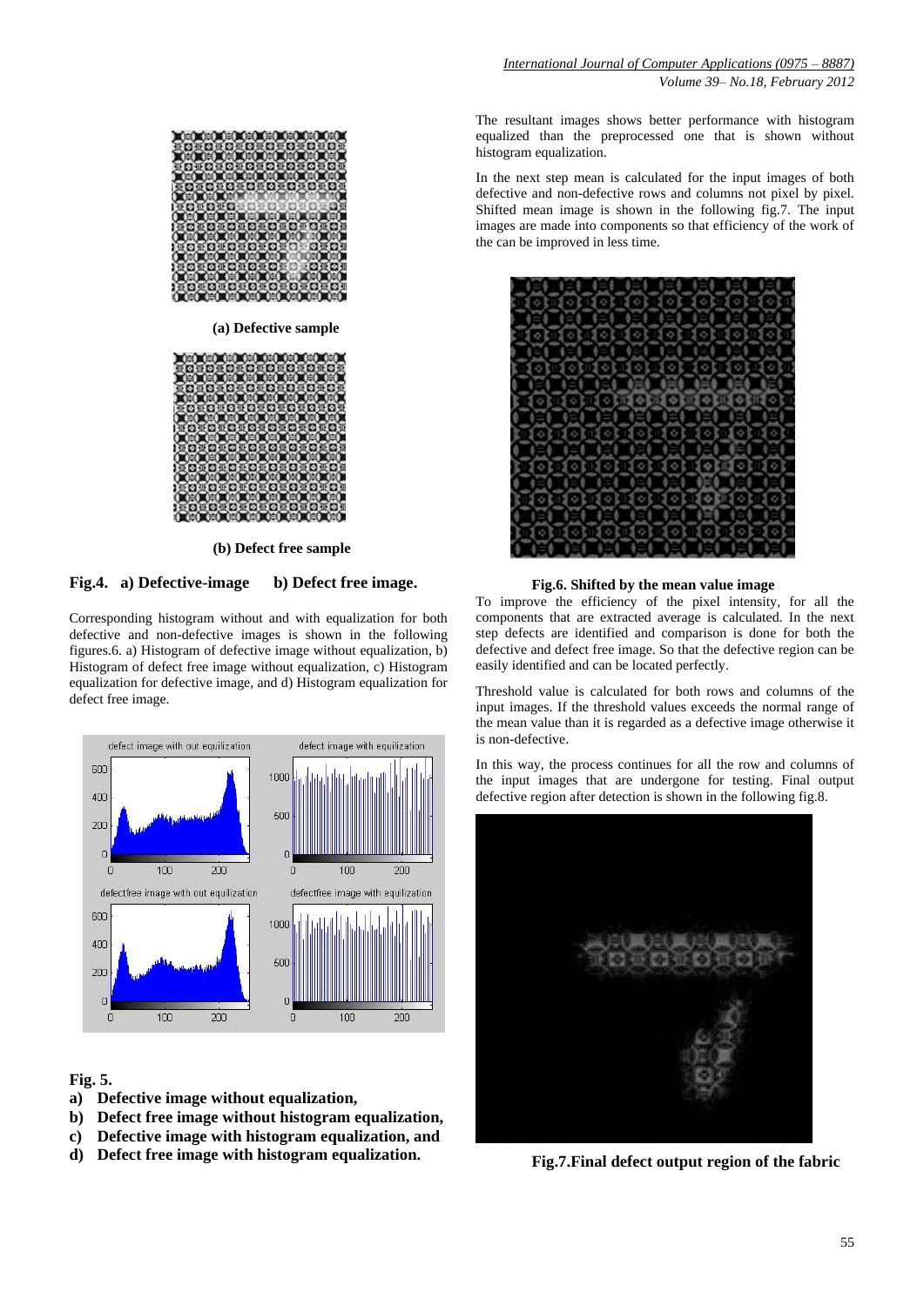(a) Defective sample

(b) Defect free sample

**Fig.4. a) Defective-image b) Defect free image.**

Corresponding histogram without and with equalization for both defective and non-defective images is shown in the following figures.6. a) Histogram of defective image without equalization, b) Histogram of defect free image without equalization, c) Histogram equalization for defective image, and d) Histogram equalization for defect free image.

**Fig. 5.**

- **a) Defective image without equalization,**
- **b) Defect free image without histogram equalization,**
- **c) Defective image with histogram equalization, and**
- **d) Defect free image with histogram equalization.**

The resultant images shows better performance with histogram equalized than the preprocessed one that is shown without histogram equalization.

In the next step mean is calculated for the input images of both defective and non-defective rows and columns not pixel by pixel. Shifted mean image is shown in the following fig.7. The input images are made into components so that efficiency of the work of the can be improved in less time.

**Fig.6. Shifted by the mean value image**

To improve the efficiency of the pixel intensity, for all the components that are extracted average is calculated. In the next step defects are identified and comparison is done for both the defective and defect free image. So that the defective region can be easily identified and can be located perfectly.

Threshold value is calculated for both rows and columns of the input images. If the threshold values exceeds the normal range of the mean value than it is regarded as a defective image otherwise it is non-defective.

In this way, the process continues for all the row and columns of the input images that are undergone for testing. Final output defective region after detection is shown in the following fig.8.

**Fig.7.Final defect output region of the fabric**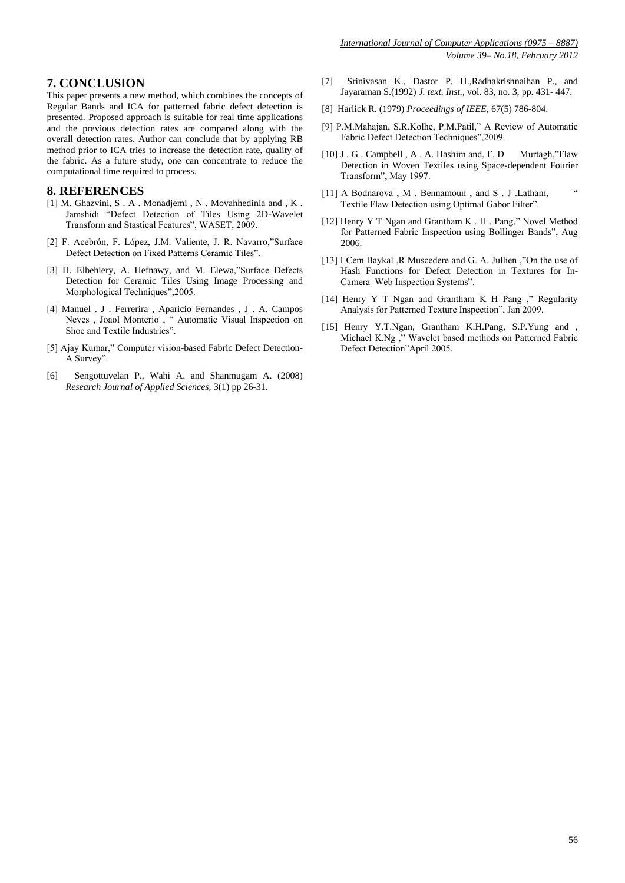## 7. CONCLUSION

This paper presents a new method, which combines the concepts of Regular Bands and ICA for patterned fabric defect detection is presented. Proposed approach is suitable for real time applications and the previous detection rates are compared along with the overall detection rates. Author can conclude that by applying RB method prior to ICA tries to increase the detection rate, quality of the fabric. As a future study, one can concentrate to reduce the computational time required to process.

## 8. REFERENCES

[1] M. Ghazvini, S . A . Monadjemi , N . Movahhedinia and , K . Jamshidi "Defect Detection of Tiles Using 2D-Wavelet Transform and Stastical Features", WASET, 2009.

[2] F. Acebrón, F. López, J.M. Valiente, J. R. Navarro,"Surface Defect Detection on Fixed Patterns Ceramic Tiles".

[3] H. Elbehiery, A. Hefnawy, and M. Elewa,"Surface Defects Detection for Ceramic Tiles Using Image Processing and Morphological Techniques",2005.

[4] Manuel . J . Ferrerira , Aparicio Fernandes , J . A. Campos Neves , Joaol Monterio , " Automatic Visual Inspection on Shoe and Textile Industries".

[5] Ajay Kumar," Computer vision-based Fabric Defect Detection- A Survey".

[6] Sengottuvelan P., Wahi A. and Shanmugam A. (2008) *Research Journal of Applied Sciences,* 3(1) pp 26-31.

[7] Srinivasan K., Dastor P. H.,Radhakrishnaihan P., and Jayaraman S.(1992) *J. text. Inst.,* vol. 83, no. 3, pp. 431- 447.

[8] Harlick R. (1979) *Proceedings of IEEE,* 67(5) 786-804.

[9] P.M.Mahajan, S.R.Kolhe, P.M.Patil," A Review of Automatic Fabric Defect Detection Techniques",2009.

[10] J . G . Campbell , A . A. Hashim and, F. D Murtagh,"Flaw Detection in Woven Textiles using Space-dependent Fourier Transform", May 1997.

[11] A Bodnarova , M . Bennamoun , and S . J .Latham, " Textile Flaw Detection using Optimal Gabor Filter".

[12] Henry Y T Ngan and Grantham K . H . Pang," Novel Method for Patterned Fabric Inspection using Bollinger Bands", Aug 2006.

[13] I Cem Baykal ,R Muscedere and G. A. Jullien ,"On the use of Hash Functions for Defect Detection in Textures for In-Camera Web Inspection Systems".

[14] Henry Y T Ngan and Grantham K H Pang ," Regularity Analysis for Patterned Texture Inspection", Jan 2009.

[15] Henry Y.T.Ngan, Grantham K.H.Pang, S.P.Yung and , Michael K.Ng ," Wavelet based methods on Patterned Fabric Defect Detection"April 2005.